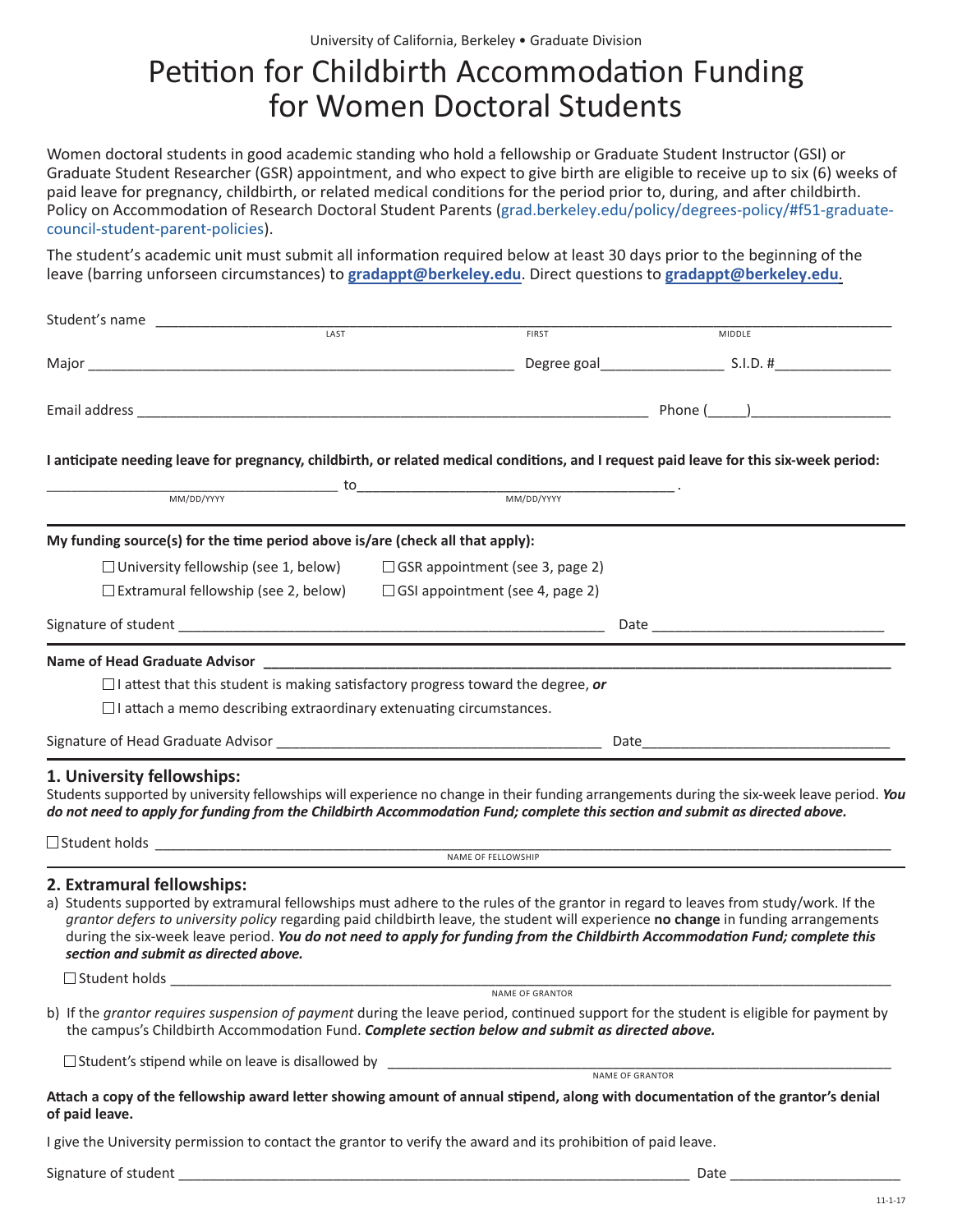University of California, Berkeley • Graduate Division

# Petition for Childbirth Accommodation Funding for Women Doctoral Students

Women doctoral students in good academic standing who hold a fellowship or Graduate Student Instructor (GSI) or Graduate Student Researcher (GSR) appointment, and who expect to give birth are eligible to receive up to six (6) weeks of paid leave for pregnancy, childbirth, or related medical conditions for the period prior to, during, and after childbirth. Policy on Accommodation of Research Doctoral Student Parents (grad.berkeley.edu/policy/degrees-policy/#f51-graduate-council-student-parent-policies).

The student's academic unit must submit all information required below at least 30 days prior to the beginning of the leave (barring unforseen circumstances) to **gradappt@berkeley.edu**. Direct questions to **gradappt@berkeley.edu**.

Student's name ______________________________________________________________
LAST FIRST MIDDLE

Major ____________________________________ Degree goal______________ S.I.D. #______________

Email address ____________________________________________ Phone (_____)________________

**I anticipate needing leave for pregnancy, childbirth, or related medical conditions, and I request paid leave for this six-week period:**

______________________ to ______________________ .
MM/DD/YYYY MM/DD/YYYY

**My funding source(s) for the time period above is/are (check all that apply):**

☐ University fellowship (see 1, below) ☐ GSR appointment (see 3, page 2)

☐ Extramural fellowship (see 2, below) ☐ GSI appointment (see 4, page 2)

Signature of student ____________________________________ Date ______________________

**Name of Head Graduate Advisor** ________________________________________________

☐ I attest that this student is making satisfactory progress toward the degree, ***or***

☐ I attach a memo describing extraordinary extenuating circumstances.

Signature of Head Graduate Advisor ______________________________ Date______________________

## 1. University fellowships:

Students supported by university fellowships will experience no change in their funding arrangements during the six-week leave period. ***You do not need to apply for funding from the Childbirth Accommodation Fund; complete this section and submit as directed above.***

☐ Student holds ____________________________________________________________
NAME OF FELLOWSHIP

## 2. Extramural fellowships:

a) Students supported by extramural fellowships must adhere to the rules of the grantor in regard to leaves from study/work. If the *grantor defers to university policy* regarding paid childbirth leave, the student will experience **no change** in funding arrangements during the six-week leave period. ***You do not need to apply for funding from the Childbirth Accommodation Fund; complete this section and submit as directed above.***

☐ Student holds ____________________________________________________________
NAME OF GRANTOR

b) If the *grantor requires suspension of payment* during the leave period, continued support for the student is eligible for payment by the campus's Childbirth Accommodation Fund. ***Complete section below and submit as directed above.***

☐ Student's stipend while on leave is disallowed by ____________________________________________
NAME OF GRANTOR

**Attach a copy of the fellowship award letter showing amount of annual stipend, along with documentation of the grantor's denial of paid leave.**

I give the University permission to contact the grantor to verify the award and its prohibition of paid leave.

Signature of student ____________________________________________ Date ______________________

11-1-17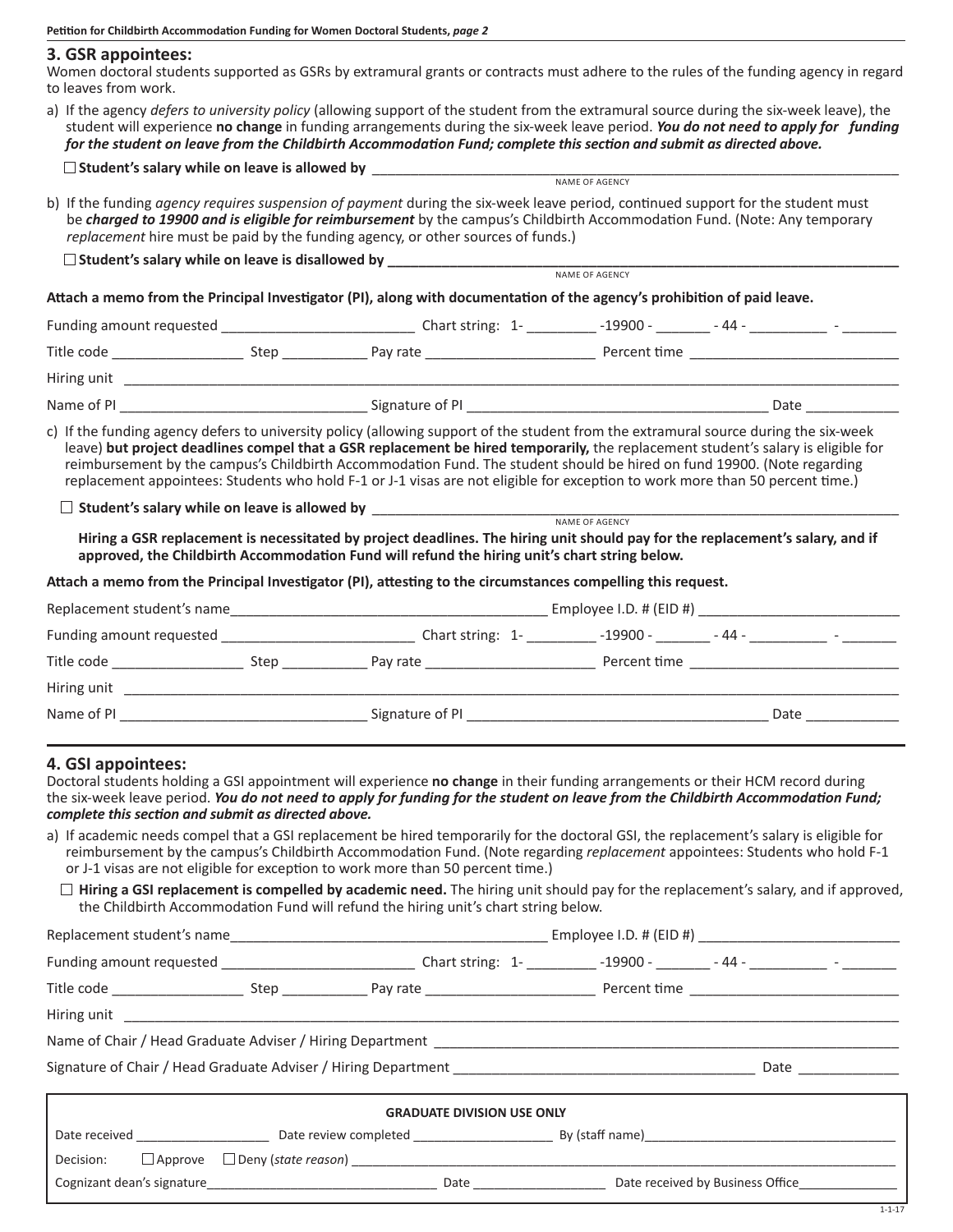## 3. GSR appointees:

Women doctoral students supported as GSRs by extramural grants or contracts must adhere to the rules of the funding agency in regard to leaves from work.

a) If the agency *defers to university policy* (allowing support of the student from the extramural source during the six-week leave), the student will experience **no change** in funding arrangements during the six-week leave period. ***You do not need to apply for funding for the student on leave from the Childbirth Accommodation Fund; complete this section and submit as directed above.***

☐ **Student's salary while on leave is allowed by** ______________________________
NAME OF AGENCY

b) If the funding *agency requires suspension of payment* during the six-week leave period, continued support for the student must be ***charged to 19900 and is eligible for reimbursement*** by the campus's Childbirth Accommodation Fund. (Note: Any temporary *replacement* hire must be paid by the funding agency, or other sources of funds.)

☐ **Student's salary while on leave is disallowed by** ______________________________
NAME OF AGENCY

**Attach a memo from the Principal Investigator (PI), along with documentation of the agency's prohibition of paid leave.**

Funding amount requested ____________ Chart string: 1- ________ -19900 - ________ - 44 - ________ - ________

Title code ____________ Step ____________ Pay rate ____________ Percent time ____________

Hiring unit ______________________________

Name of PI ____________ Signature of PI ____________ Date ____________

c) If the funding agency defers to university policy (allowing support of the student from the extramural source during the six-week leave) **but project deadlines compel that a GSR replacement be hired temporarily,** the replacement student's salary is eligible for reimbursement by the campus's Childbirth Accommodation Fund. The student should be hired on fund 19900. (Note regarding replacement appointees: Students who hold F-1 or J-1 visas are not eligible for exception to work more than 50 percent time.)

☐ **Student's salary while on leave is allowed by** ______________________________
NAME OF AGENCY

**Hiring a GSR replacement is necessitated by project deadlines. The hiring unit should pay for the replacement's salary, and if approved, the Childbirth Accommodation Fund will refund the hiring unit's chart string below.**

**Attach a memo from the Principal Investigator (PI), attesting to the circumstances compelling this request.**

Replacement student's name ____________ Employee I.D. # (EID #) ____________

Funding amount requested ____________ Chart string: 1- ________ -19900 - ________ - 44 - ________ - ________

Title code ____________ Step ____________ Pay rate ____________ Percent time ____________

Hiring unit ______________________________

Name of PI ____________ Signature of PI ____________ Date ____________

## 4. GSI appointees:

Doctoral students holding a GSI appointment will experience **no change** in their funding arrangements or their HCM record during the six-week leave period. ***You do not need to apply for funding for the student on leave from the Childbirth Accommodation Fund; complete this section and submit as directed above.***

a) If academic needs compel that a GSI replacement be hired temporarily for the doctoral GSI, the replacement's salary is eligible for reimbursement by the campus's Childbirth Accommodation Fund. (Note regarding *replacement* appointees: Students who hold F-1 or J-1 visas are not eligible for exception to work more than 50 percent time.)

☐ **Hiring a GSI replacement is compelled by academic need.** The hiring unit should pay for the replacement's salary, and if approved, the Childbirth Accommodation Fund will refund the hiring unit's chart string below.

Replacement student's name ____________ Employee I.D. # (EID #) ____________

Funding amount requested ____________ Chart string: 1- ________ -19900 - ________ - 44 - ________ - ________

Title code ____________ Step ____________ Pay rate ____________ Percent time ____________

Hiring unit ______________________________

Name of Chair / Head Graduate Adviser / Hiring Department ______________________________

Signature of Chair / Head Graduate Adviser / Hiring Department ____________ Date ____________

**GRADUATE DIVISION USE ONLY**

Date received ____________ Date review completed ____________ By (staff name) ____________

Decision: ☐ Approve ☐ Deny (*state reason*) ______________________________

Cognizant dean's signature ____________ Date ____________ Date received by Business Office ____________

1-1-17